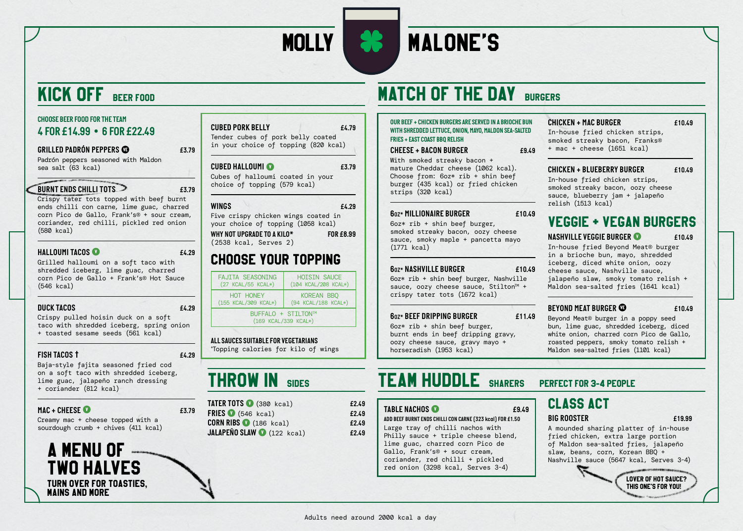# MOLLY MALONE'S

## KICK OFF — BEER FOOD

**CHOOSE BEER FOOD FOR THE TEAM**
**4 FOR £14.99 • 6 FOR £22.49**

**GRILLED PADRÓN PEPPERS** (VE) — £3.79
Padrón peppers seasoned with Maldon sea salt (63 kcal)

**BURNT ENDS CHILLI TOTS** — £3.79
Crispy tater tots topped with beef burnt ends chilli con carne, lime guac, charred corn Pico de Gallo, Frank's® + sour cream, coriander, red chilli, pickled red onion (580 kcal)

**HALLOUMI TACOS** (V) — £4.29
Grilled halloumi on a soft taco with shredded iceberg, lime guac, charred corn Pico de Gallo + Frank's® Hot Sauce (546 kcal)

**DUCK TACOS** — £4.29
Crispy pulled hoisin duck on a soft taco with shredded iceberg, spring onion + toasted sesame seeds (561 kcal)

**FISH TACOS** † — £4.29
Baja-style fajita seasoned fried cod on a soft taco with shredded iceberg, lime guac, jalapeño ranch dressing + coriander (812 kcal)

**MAC + CHEESE** (V) — £3.79
Creamy mac + cheese topped with a sourdough crumb + chives (411 kcal)

**CUBED PORK BELLY** — £4.79
Tender cubes of pork belly coated in your choice of topping (820 kcal)

**CUBED HALLOUMI** (V) — £3.79
Cubes of halloumi coated in your choice of topping (579 kcal)

**WINGS** — £4.29
Five crispy chicken wings coated in your choice of topping (1058 kcal)
**WHY NOT UPGRADE TO A KILO\*** — **FOR £8.99**
(2538 kcal, Serves 2)

### CHOOSE YOUR TOPPING

| | |
|---|---|
| FAJITA SEASONING (27 KCAL/55 KCAL*) | HOISIN SAUCE (104 KCAL/208 KCAL*) |
| HOT HONEY (155 KCAL/309 KCAL*) | KOREAN BBQ (94 KCAL/188 KCAL*) |
| BUFFALO + STILTON™ (169 KCAL/339 KCAL*) | |

**ALL SAUCES SUITABLE FOR VEGETARIANS**
*Topping calories for kilo of wings

**A MENU OF TWO HALVES**
**TURN OVER FOR TOASTIES, MAINS AND MORE**

## THROW IN — SIDES

| | |
|---|---|
| **TATER TOTS** (V) (380 kcal) | £2.49 |
| **FRIES** (V) (546 kcal) | £2.49 |
| **CORN RIBS** (V) (186 kcal) | £2.49 |
| **JALAPEÑO SLAW** (V) (122 kcal) | £2.49 |

## MATCH OF THE DAY — BURGERS

**OUR BEEF + CHICKEN BURGERS ARE SERVED IN A BRIOCHE BUN WITH SHREDDED LETTUCE, ONION, MAYO, MALDON SEA-SALTED FRIES + EAST COAST BBQ RELISH**

**CHEESE + BACON BURGER** — £9.49
With smoked streaky bacon + mature Cheddar cheese (1062 kcal). Choose from: 6oz\* rib + shin beef burger (435 kcal) or fried chicken strips (320 kcal)

**6oz\* MILLIONAIRE BURGER** — £10.49
6oz\* rib + shin beef burger, smoked streaky bacon, oozy cheese sauce, smoky maple + pancetta mayo (1771 kcal)

**6oz\* NASHVILLE BURGER** — £10.49
6oz\* rib + shin beef burger, Nashville sauce, oozy cheese sauce, Stilton™ + crispy tater tots (1672 kcal)

**6oz\* BEEF DRIPPING BURGER** — £11.49
6oz\* rib + shin beef burger, burnt ends in beef dripping gravy, oozy cheese sauce, gravy mayo + horseradish (1953 kcal)

**CHICKEN + MAC BURGER** — £10.49
In-house fried chicken strips, smoked streaky bacon, Franks® + mac + cheese (1651 kcal)

**CHICKEN + BLUEBERRY BURGER** — £10.49
In-house fried chicken strips, smoked streaky bacon, oozy cheese sauce, blueberry jam + jalapeño relish (1513 kcal)

### VEGGIE + VEGAN BURGERS

**NASHVILLE VEGGIE BURGER** (V) — £10.49
In-house fried Beyond Meat® burger in a brioche bun, mayo, shredded iceberg, diced white onion, oozy cheese sauce, Nashville sauce, jalapeño slaw, smoky tomato relish + Maldon sea-salted fries (1641 kcal)

**BEYOND MEAT BURGER** (VE) — £10.49
Beyond Meat® burger in a poppy seed bun, lime guac, shredded iceberg, diced white onion, charred corn Pico de Gallo, roasted peppers, smoky tomato relish + Maldon sea-salted fries (1101 kcal)

## TEAM HUDDLE — SHARERS — PERFECT FOR 3-4 PEOPLE

**TABLE NACHOS** (V) — £9.49
**ADD BEEF BURNT ENDS CHILLI CON CARNE (323 kcal) FOR £1.50**
Large tray of chilli nachos with Philly sauce + triple cheese blend, lime guac, charred corn Pico de Gallo, Frank's® + sour cream, coriander, red chilli + pickled red onion (3298 kcal, Serves 3-4)

### CLASS ACT

**BIG ROOSTER** — £19.99
A mounded sharing platter of in-house fried chicken, extra large portion of Maldon sea-salted fries, jalapeño slaw, beans, corn, Korean BBQ + Nashville sauce (5647 kcal, Serves 3-4)

**LOVER OF HOT SAUCE? THIS ONE'S FOR YOU!**

Adults need around 2000 kcal a day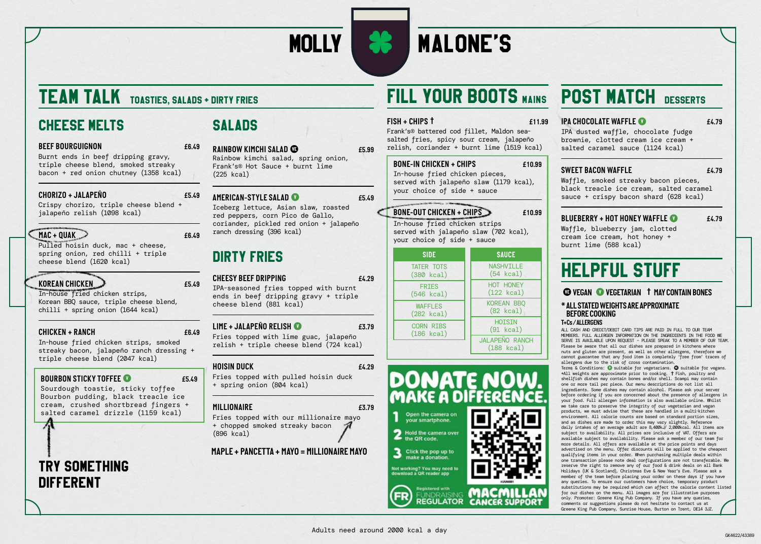# MOLLY MALONE'S

## TEAM TALK TOASTIES, SALADS + DIRTY FRIES

### CHEESE MELTS

**BEEF BOURGUIGNON** £6.49
Burnt ends in beef dripping gravy, triple cheese blend, smoked streaky bacon + red onion chutney (1358 kcal)

**CHORIZO + JALAPEÑO** £5.49
Crispy chorizo, triple cheese blend + jalapeño relish (1098 kcal)

**MAC + QUAK** £6.49
Pulled hoisin duck, mac + cheese, spring onion, red chilli + triple cheese blend (1620 kcal)

**KOREAN CHICKEN** £5.49
In-house fried chicken strips, Korean BBQ sauce, triple cheese blend, chilli + spring onion (1644 kcal)

**CHICKEN + RANCH** £6.49
In-house fried chicken strips, smoked streaky bacon, jalapeño ranch dressing + triple cheese blend (2047 kcal)

**BOURBON STICKY TOFFEE** (V) £5.49
Sourdough toastie, sticky toffee Bourbon pudding, black treacle ice cream, crushed shortbread fingers + salted caramel drizzle (1159 kcal)

TRY SOMETHING DIFFERENT

### SALADS

**RAINBOW KIMCHI SALAD** (VE) £5.99
Rainbow kimchi salad, spring onion, Frank's® Hot Sauce + burnt lime (225 kcal)

**AMERICAN-STYLE SALAD** (V) £5.49
Iceberg lettuce, Asian slaw, roasted red peppers, corn Pico de Gallo, coriander, pickled red onion + jalapeño ranch dressing (396 kcal)

### DIRTY FRIES

**CHEESY BEEF DRIPPING** £4.29
IPA-seasoned fries topped with burnt ends in beef dripping gravy + triple cheese blend (881 kcal)

**LIME + JALAPEÑO RELISH** (V) £3.79
Fries topped with lime guac, jalapeño relish + triple cheese blend (724 kcal)

**HOISIN DUCK** £4.29
Fries topped with pulled hoisin duck + spring onion (804 kcal)

**MILLIONAIRE** £3.79
Fries topped with our millionaire mayo + chopped smoked streaky bacon (896 kcal)

MAPLE + PANCETTA + MAYO = MILLIONAIRE MAYO

## FILL YOUR BOOTS MAINS

**FISH + CHIPS †** £11.99
Frank's® battered cod fillet, Maldon sea-salted fries, spicy sour cream, jalapeño relish, coriander + burnt lime (1519 kcal)

**BONE-IN CHICKEN + CHIPS** £10.99
In-house fried chicken pieces, served with jalapeño slaw (1179 kcal), your choice of side + sauce

**BONE-OUT CHICKEN + CHIPS** £10.99
In-house fried chicken strips served with jalapeño slaw (702 kcal), your choice of side + sauce

| SIDE | SAUCE |
|---|---|
| TATER TOTS (380 kcal) | NASHVILLE (54 kcal) |
| FRIES (546 kcal) | HOT HONEY (122 kcal) |
| WAFFLES (282 kcal) | KOREAN BBQ (82 kcal) |
| CORN RIBS (186 kcal) | HOISIN (91 kcal) |
| | JALAPEÑO RANCH (188 kcal) |

DONATE NOW. MAKE A DIFFERENCE.

1. Open the camera on your smartphone.
2. Hold the camera over the QR code.
3. Click the pop up to make a donation.

Not working? You may need to download a QR reader app

Registered with FUNDRAISING REGULATOR — MACMILLAN CANCER SUPPORT

## POST MATCH DESSERTS

**IPA CHOCOLATE WAFFLE** (V) £4.79
IPA dusted waffle, chocolate fudge brownie, clotted cream ice cream + salted caramel sauce (1124 kcal)

**SWEET BACON WAFFLE** £4.79
Waffle, smoked streaky bacon pieces, black treacle ice cream, salted caramel sauce + crispy bacon shard (628 kcal)

**BLUEBERRY + HOT HONEY WAFFLE** (V) £4.79
Waffle, blueberry jam, clotted cream ice cream, hot honey + burnt lime (588 kcal)

## HELPFUL STUFF

(VE) VEGAN (V) VEGETARIAN † MAY CONTAIN BONES

* ALL STATED WEIGHTS ARE APPROXIMATE BEFORE COOKING

**T+Cs / ALLERGENS**

ALL CASH AND CREDIT/DEBIT CARD TIPS ARE PAID IN FULL TO OUR TEAM MEMBERS. FULL ALLERGEN INFORMATION ON THE INGREDIENTS IN THE FOOD WE SERVE IS AVAILABLE UPON REQUEST – PLEASE SPEAK TO A MEMBER OF OUR TEAM. Please be aware that all our dishes are prepared in kitchens where nuts and gluten are present, as well as other allergens, therefore we cannot guarantee that any food item is completely 'free from' traces of allergens due to the risk of cross contamination.
Terms & Conditions: (V) suitable for vegetarians. (VE) suitable for vegans. *All weights are approximate prior to cooking. † Fish, poultry and shellfish dishes may contain bones and/or shell. Scampi may contain one or more tail per piece. Our menu descriptions do not list all ingredients. Some dishes may contain alcohol. Please ask your server before ordering if you are concerned about the presence of allergens in your food. Full allergen information is also available online. Whilst we take care to preserve the integrity of our vegetarian and vegan products, we must advise that these are handled in a multi-kitchen environment. All calorie counts are based on standard portion sizes, and as dishes are made to order this may vary slightly. Reference daily intakes of an average adult are 8,400kJ / 2,000kcal. All items are subject to availability. All prices are inclusive of VAT. Offers are available subject to availability. Please ask a member of our team for more details. All offers are available at the price points and days advertised on the menu. Offer discounts will be applied to the cheapest qualifying items in your order. When purchasing multiple deals within one transaction please note deal configurations are not transferable. We reserve the right to remove any of our food & drink deals on all Bank Holidays (UK & Scotland), Christmas Eve & New Year's Eve. Please ask a member of the team before placing your order on these days if you have any queries. To ensure our customers have choice, temporary product substitutions may be required which can affect the calorie content listed for our dishes on the menu. All images are for illustrative purposes only. Promoter: Greene King Pub Company. If you have any questions, comments or suggestions please do not hesitate to contact us at Greene King Pub Company, Sunrise House, Burton on Trent, DE14 3JZ.

Adults need around 2000 kcal a day

GK4622/43389